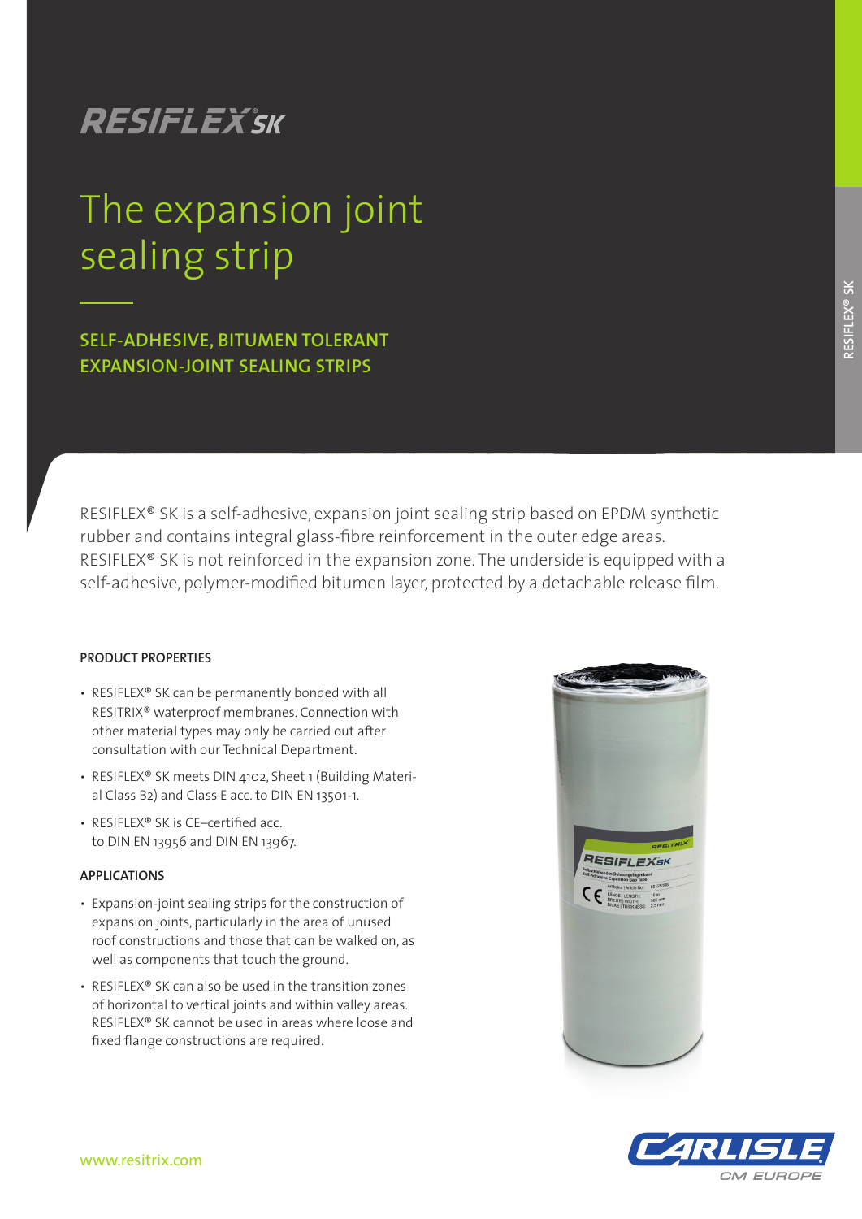# RESIFLEX® SK

## The expansion joint sealing strip

**SELF-ADHESIVE, BITUMEN TOLERANT EXPANSION-JOINT SEALING STRIPS**

RESIFLEX® SK is a self-adhesive, expansion joint sealing strip based on EPDM synthetic rubber and contains integral glass-fibre reinforcement in the outer edge areas. RESIFLEX® SK is not reinforced in the expansion zone. The underside is equipped with a self-adhesive, polymer-modified bitumen layer, protected by a detachable release film.

### PRODUCT PROPERTIES

- RESIFLEX® SK can be permanently bonded with all RESITRIX® waterproof membranes. Connection with other material types may only be carried out after consultation with our Technical Department.
- RESIFLEX® SK meets DIN 4102, Sheet 1 (Building Material Class B2) and Class E acc. to DIN EN 13501-1.
- RESIFLEX® SK is CE–certified acc. to DIN EN 13956 and DIN EN 13967.

### APPLICATIONS

- Expansion-joint sealing strips for the construction of expansion joints, particularly in the area of unused roof constructions and those that can be walked on, as well as components that touch the ground.
- RESIFLEX® SK can also be used in the transition zones of horizontal to vertical joints and within valley areas. RESIFLEX® SK cannot be used in areas where loose and fixed flange constructions are required.

www.resitrix.com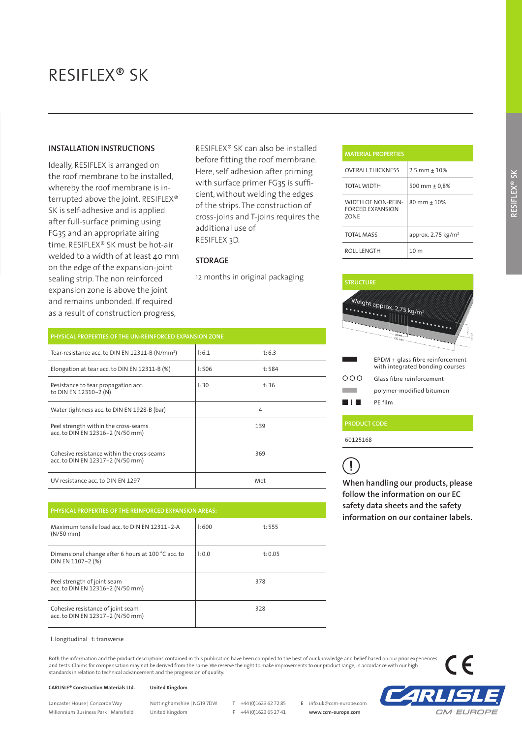# RESIFLEX® SK

## INSTALLATION INSTRUCTIONS

Ideally, RESIFLEX is arranged on the roof membrane to be installed, whereby the roof membrane is interrupted above the joint. RESIFLEX® SK is self-adhesive and is applied after full-surface priming using FG35 and an appropriate airing time. RESIFLEX® SK must be hot-air welded to a width of at least 40 mm on the edge of the expansion-joint sealing strip. The non reinforced expansion zone is above the joint and remains unbonded. If required as a result of construction progress, RESIFLEX® SK can also be installed before fitting the roof membrane. Here, self adhesion after priming with surface primer FG35 is sufficient, without welding the edges of the strips. The construction of cross-joins and T-joins requires the additional use of RESIFLEX 3D.

## STORAGE

12 months in original packaging

| MATERIAL PROPERTIES | |
|---|---|
| OVERALL THICKNESS | 2.5 mm ± 10% |
| TOTAL WIDTH | 500 mm ± 0,8% |
| WIDTH OF NON-REINFORCED EXPANSION ZONE | 80 mm ± 10% |
| TOTAL MASS | approx. 2.75 kg/m² |
| ROLL LENGTH | 10 m |

## STRUCTURE

Weight approx. 2,75 kg/m²

- EPDM + glass fibre reinforcement with integrated bonding courses
- Glass fibre reinforcement
- polymer-modified bitumen
- PE film

## PRODUCT CODE

60125168

**When handling our products, please follow the information on our EC safety data sheets and the safety information on our container labels.**

| PHYSICAL PROPERTIES OF THE UN-REINFORCED EXPANSION ZONE | | |
|---|---|---|
| Tear-resistance acc. to DIN EN 12311-B (N/mm²) | l: 6.1 | t: 6.3 |
| Elongation at tear acc. to DIN EN 12311-B (%) | l: 506 | t: 584 |
| Resistance to tear propagation acc. to DIN EN 12310–2 (N) | l: 30 | t: 36 |
| Water tightness acc. to DIN EN 1928-B (bar) | 4 | |
| Peel strength within the cross-seams acc. to DIN EN 12316–2 (N/50 mm) | 139 | |
| Cohesive resistance within the cross-seams acc. to DIN EN 12317–2 (N/50 mm) | 369 | |
| UV resistance acc. to DIN EN 1297 | Met | |

| PHYSICAL PROPERTIES OF THE REINFORCED EXPANSION AREAS: | | |
|---|---|---|
| Maximum tensile load acc. to DIN EN 12311–2-A (N/50 mm) | l: 600 | t: 555 |
| Dimensional change after 6 hours at 100 °C acc. to DIN EN 1107–2 (%) | l: 0.0 | t: 0.05 |
| Peel strength of joint seam acc. to DIN EN 12316–2 (N/50 mm) | 378 | |
| Cohesive resistance of joint seam acc. to DIN EN 12317–2 (N/50 mm) | 328 | |

l: longitudinal t: transverse

Both the information and the product descriptions contained in this publication have been compiled to the best of our knowledge and belief based on our prior experiences and tests. Claims for compensation may not be derived from the same. We reserve the right to make improvements to our product range, in accordance with our high standards in relation to technical advancement and the progression of quality.

**CARLISLE® Construction Materials Ltd.**
Lancaster House | Concorde Way
Millennium Business Park | Mansfield

**United Kingdom**
Nottinghamshire | NG19 7DW
United Kingdom

T +44 (0)1623 62 72 85
F +44 (0)1623 65 27 41

E info.uk@ccm-europe.com
www.ccm-europe.com